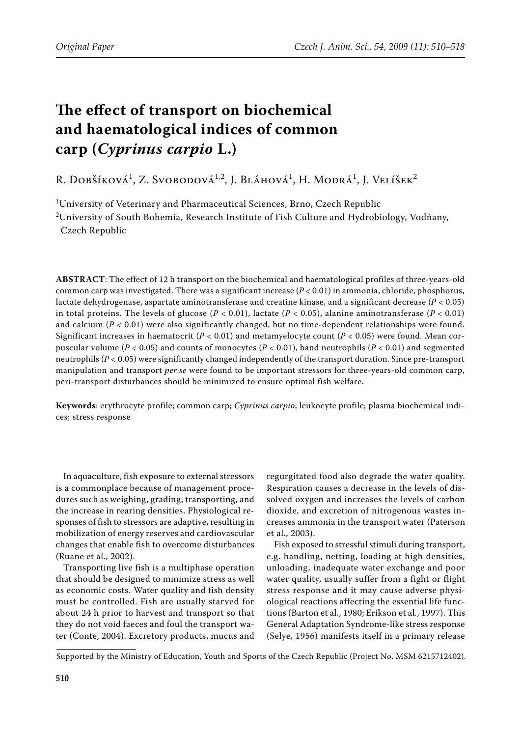Original Paper

# The effect of transport on biochemical and haematological indices of common carp (*Cyprinus carpio* L.)

R. Dobšíková[1], Z. Svobodová[1,2], J. Bláhová[1], H. Modrá[1], J. Velíšek[2]

[1]University of Veterinary and Pharmaceutical Sciences, Brno, Czech Republic

[2]University of South Bohemia, Research Institute of Fish Culture and Hydrobiology, Vodňany, Czech Republic

**ABSTRACT**: The effect of 12 h transport on the biochemical and haematological profiles of three-years-old common carp was investigated. There was a significant increase ($P < 0.01$) in ammonia, chloride, phosphorus, lactate dehydrogenase, aspartate aminotransferase and creatine kinase, and a significant decrease ($P < 0.05$) in total proteins. The levels of glucose ($P < 0.01$), lactate ($P < 0.05$), alanine aminotransferase ($P < 0.01$) and calcium ($P < 0.01$) were also significantly changed, but no time-dependent relationships were found. Significant increases in haematocrit ($P < 0.01$) and metamyelocyte count ($P < 0.05$) were found. Mean corpuscular volume ($P < 0.05$) and counts of monocytes ($P < 0.01$), band neutrophils ($P < 0.01$) and segmented neutrophils ($P < 0.05$) were significantly changed independently of the transport duration. Since pre-transport manipulation and transport *per se* were found to be important stressors for three-years-old common carp, peri-transport disturbances should be minimized to ensure optimal fish welfare.

**Keywords**: erythrocyte profile; common carp; *Cyprinus carpio*; leukocyte profile; plasma biochemical indices; stress response

In aquaculture, fish exposure to external stressors is a commonplace because of management procedures such as weighing, grading, transporting, and the increase in rearing densities. Physiological responses of fish to stressors are adaptive, resulting in mobilization of energy reserves and cardiovascular changes that enable fish to overcome disturbances (Ruane et al., 2002).

Transporting live fish is a multiphase operation that should be designed to minimize stress as well as economic costs. Water quality and fish density must be controlled. Fish are usually starved for about 24 h prior to harvest and transport so that they do not void faeces and foul the transport water (Conte, 2004). Excretory products, mucus and regurgitated food also degrade the water quality. Respiration causes a decrease in the levels of dissolved oxygen and increases the levels of carbon dioxide, and excretion of nitrogenous wastes increases ammonia in the transport water (Paterson et al., 2003).

Fish exposed to stressful stimuli during transport, e.g. handling, netting, loading at high densities, unloading, inadequate water exchange and poor water quality, usually suffer from a fight or flight stress response and it may cause adverse physiological reactions affecting the essential life functions (Barton et al., 1980; Erikson et al., 1997). This General Adaptation Syndrome-like stress response (Selye, 1956) manifests itself in a primary release

Supported by the Ministry of Education, Youth and Sports of the Czech Republic (Project No. MSM 6215712402).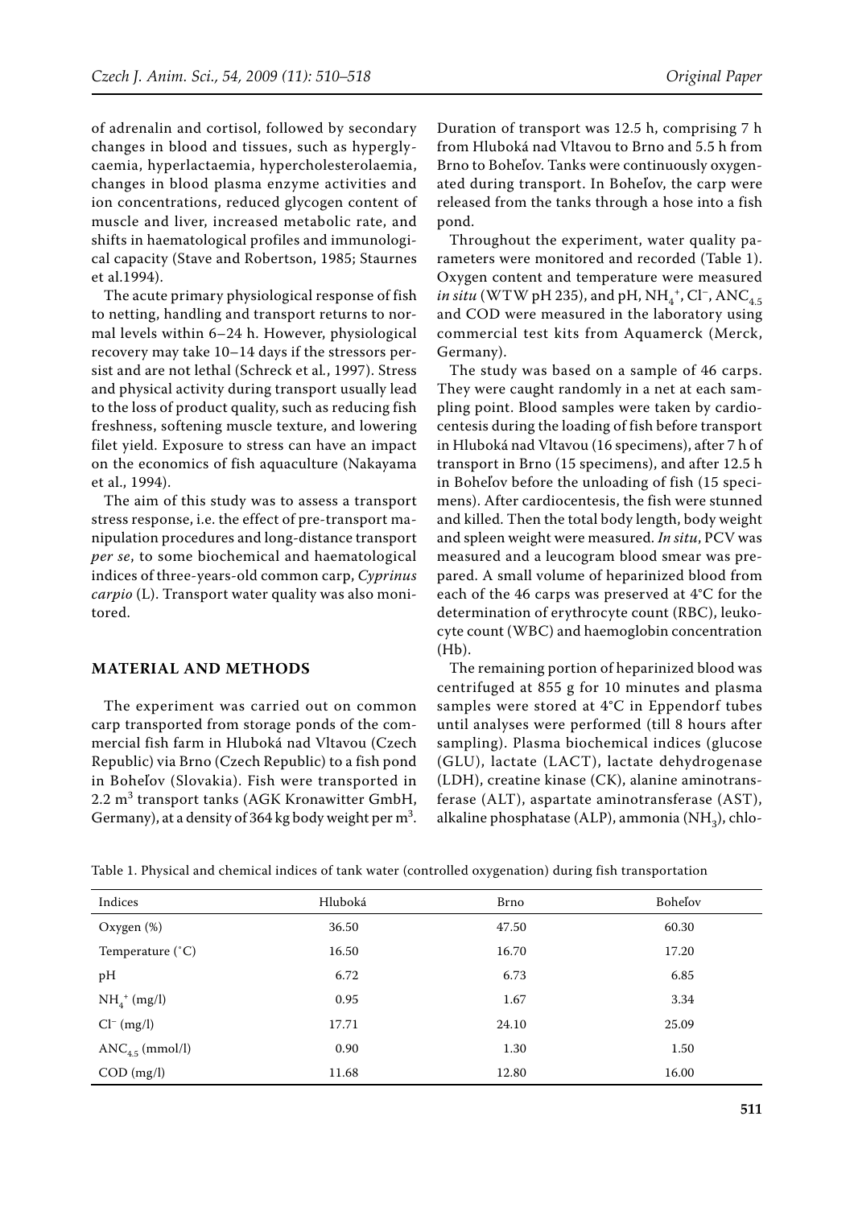of adrenalin and cortisol, followed by secondary changes in blood and tissues, such as hyperglycaemia, hyperlactaemia, hypercholesterolaemia, changes in blood plasma enzyme activities and ion concentrations, reduced glycogen content of muscle and liver, increased metabolic rate, and shifts in haematological profiles and immunological capacity (Stave and Robertson, 1985; Staurnes et al.1994).

The acute primary physiological response of fish to netting, handling and transport returns to normal levels within 6–24 h. However, physiological recovery may take 10–14 days if the stressors persist and are not lethal (Schreck et al., 1997). Stress and physical activity during transport usually lead to the loss of product quality, such as reducing fish freshness, softening muscle texture, and lowering filet yield. Exposure to stress can have an impact on the economics of fish aquaculture (Nakayama et al., 1994).

The aim of this study was to assess a transport stress response, i.e. the effect of pre-transport manipulation procedures and long-distance transport *per se*, to some biochemical and haematological indices of three-years-old common carp, *Cyprinus carpio* (L). Transport water quality was also monitored.

## MATERIAL AND METHODS

The experiment was carried out on common carp transported from storage ponds of the commercial fish farm in Hluboká nad Vltavou (Czech Republic) via Brno (Czech Republic) to a fish pond in Boheľov (Slovakia). Fish were transported in 2.2 $m^3$ transport tanks (AGK Kronawitter GmbH, Germany), at a density of 364 kg body weight per $m^3$. Duration of transport was 12.5 h, comprising 7 h from Hluboká nad Vltavou to Brno and 5.5 h from Brno to Boheľov. Tanks were continuously oxygenated during transport. In Boheľov, the carp were released from the tanks through a hose into a fish pond.

Throughout the experiment, water quality parameters were monitored and recorded (Table 1). Oxygen content and temperature were measured *in situ* (WTW pH 235), and pH, $NH_4^+$, $Cl^-$, $ANC_{4.5}$ and COD were measured in the laboratory using commercial test kits from Aquamerck (Merck, Germany).

The study was based on a sample of 46 carps. They were caught randomly in a net at each sampling point. Blood samples were taken by cardiocentesis during the loading of fish before transport in Hluboká nad Vltavou (16 specimens), after 7 h of transport in Brno (15 specimens), and after 12.5 h in Boheľov before the unloading of fish (15 specimens). After cardiocentesis, the fish were stunned and killed. Then the total body length, body weight and spleen weight were measured. *In situ*, PCV was measured and a leucogram blood smear was prepared. A small volume of heparinized blood from each of the 46 carps was preserved at 4°C for the determination of erythrocyte count (RBC), leukocyte count (WBC) and haemoglobin concentration (Hb).

The remaining portion of heparinized blood was centrifuged at 855 g for 10 minutes and plasma samples were stored at 4°C in Eppendorf tubes until analyses were performed (till 8 hours after sampling). Plasma biochemical indices (glucose (GLU), lactate (LACT), lactate dehydrogenase (LDH), creatine kinase (CK), alanine aminotransferase (ALT), aspartate aminotransferase (AST), alkaline phosphatase (ALP), ammonia ($NH_3$), chlo-

Table 1. Physical and chemical indices of tank water (controlled oxygenation) during fish transportation

| Indices | Hluboká | Brno | Boheľov |
|---|---|---|---|
| Oxygen (%) | 36.50 | 47.50 | 60.30 |
| Temperature (°C) | 16.50 | 16.70 | 17.20 |
| pH | 6.72 | 6.73 | 6.85 |
| $NH_4^+$ (mg/l) | 0.95 | 1.67 | 3.34 |
| $Cl^-$ (mg/l) | 17.71 | 24.10 | 25.09 |
| $ANC_{4.5}$ (mmol/l) | 0.90 | 1.30 | 1.50 |
| COD (mg/l) | 11.68 | 12.80 | 16.00 |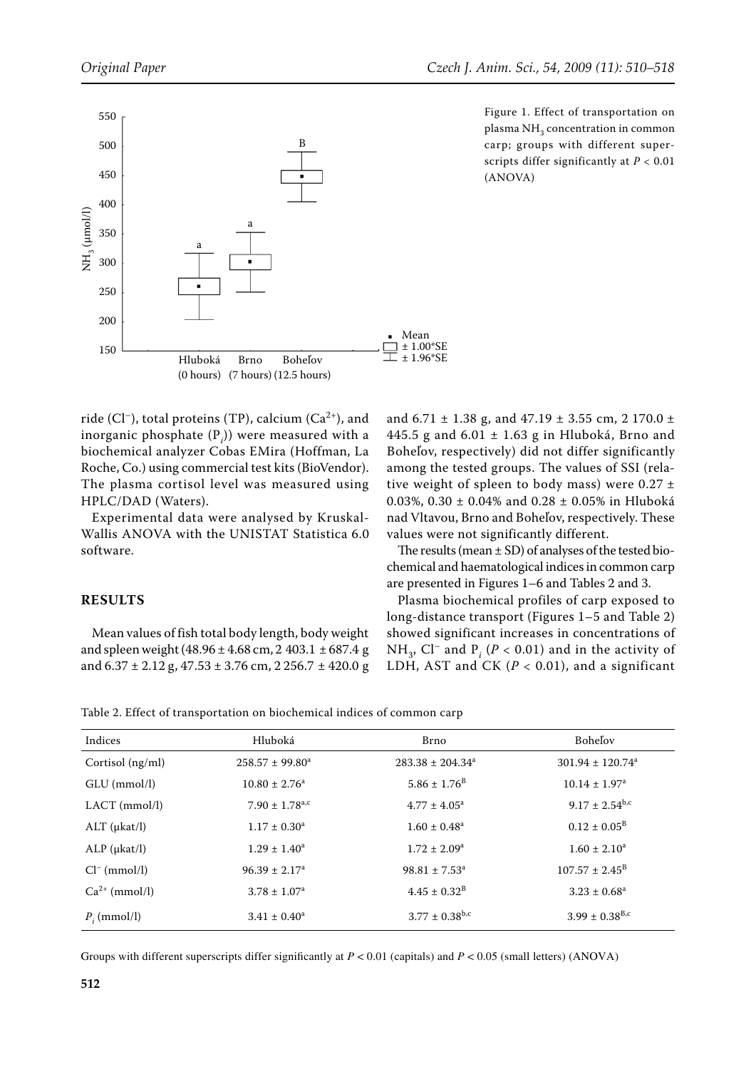Figure 1. Effect of transportation on plasma $NH_3$ concentration in common carp; groups with different superscripts differ significantly at $P < 0.01$ (ANOVA)

ride ($Cl^-$), total proteins (TP), calcium ($Ca^{2+}$), and inorganic phosphate ($P_i$)) were measured with a biochemical analyzer Cobas EMira (Hoffman, La Roche, Co.) using commercial test kits (BioVendor). The plasma cortisol level was measured using HPLC/DAD (Waters).

Experimental data were analysed by Kruskal-Wallis ANOVA with the UNISTAT Statistica 6.0 software.

## RESULTS

Mean values of fish total body length, body weight and spleen weight (48.96 ± 4.68 cm, 2 403.1 ± 687.4 g and 6.37 ± 2.12 g, 47.53 ± 3.76 cm, 2 256.7 ± 420.0 g and 6.71 ± 1.38 g, and 47.19 ± 3.55 cm, 2 170.0 ± 445.5 g and 6.01 ± 1.63 g in Hluboká, Brno and Boheľov, respectively) did not differ significantly among the tested groups. The values of SSI (relative weight of spleen to body mass) were 0.27 ± 0.03%, 0.30 ± 0.04% and 0.28 ± 0.05% in Hluboká nad Vltavou, Brno and Boheľov, respectively. These values were not significantly different.

The results (mean ± SD) of analyses of the tested biochemical and haematological indices in common carp are presented in Figures 1–6 and Tables 2 and 3.

Plasma biochemical profiles of carp exposed to long-distance transport (Figures 1–5 and Table 2) showed significant increases in concentrations of $NH_3$, $Cl^-$ and $P_i$ ($P < 0.01$) and in the activity of LDH, AST and CK ($P < 0.01$), and a significant

Table 2. Effect of transportation on biochemical indices of common carp

| Indices | Hluboká | Brno | Boheľov |
|---|---|---|---|
| Cortisol (ng/ml) | 258.57 ± 99.80[a] | 283.38 ± 204.34[a] | 301.94 ± 120.74[a] |
| GLU (mmol/l) | 10.80 ± 2.76[a] | 5.86 ± 1.76[B] | 10.14 ± 1.97[a] |
| LACT (mmol/l) | 7.90 ± 1.78[a,c] | 4.77 ± 4.05[a] | 9.17 ± 2.54[b,c] |
| ALT (μkat/l) | 1.17 ± 0.30[a] | 1.60 ± 0.48[a] | 0.12 ± 0.05[B] |
| ALP (μkat/l) | 1.29 ± 1.40[a] | 1.72 ± 2.09[a] | 1.60 ± 2.10[a] |
| $Cl^-$ (mmol/l) | 96.39 ± 2.17[a] | 98.81 ± 7.53[a] | 107.57 ± 2.45[B] |
| $Ca^{2+}$ (mmol/l) | 3.78 ± 1.07[a] | 4.45 ± 0.32[B] | 3.23 ± 0.68[a] |
| $P_i$ (mmol/l) | 3.41 ± 0.40[a] | 3.77 ± 0.38[b,c] | 3.99 ± 0.38[B,c] |

Groups with different superscripts differ significantly at $P < 0.01$ (capitals) and $P < 0.05$ (small letters) (ANOVA)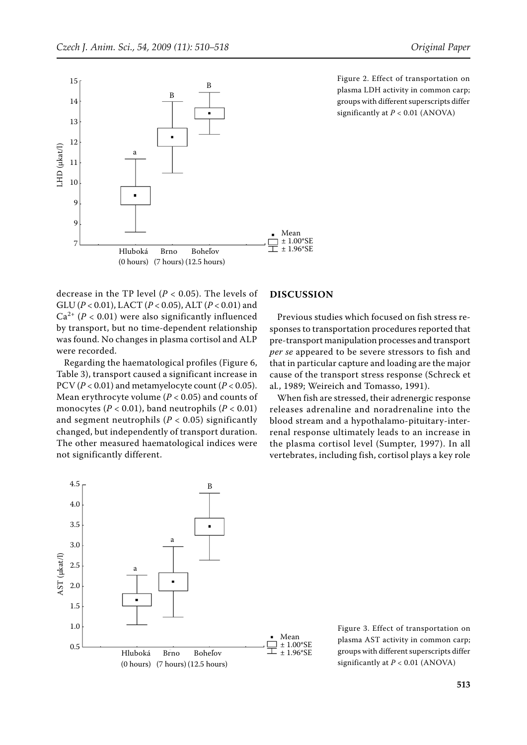Figure 2. Effect of transportation on plasma LDH activity in common carp; groups with different superscripts differ significantly at $P < 0.01$ (ANOVA)

decrease in the TP level ($P < 0.05$). The levels of GLU ($P < 0.01$), LACT ($P < 0.05$), ALT ($P < 0.01$) and $Ca^{2+}$ ($P < 0.01$) were also significantly influenced by transport, but no time-dependent relationship was found. No changes in plasma cortisol and ALP were recorded.

Regarding the haematological profiles (Figure 6, Table 3), transport caused a significant increase in PCV ($P < 0.01$) and metamyelocyte count ($P < 0.05$). Mean erythrocyte volume ($P < 0.05$) and counts of monocytes ($P < 0.01$), band neutrophils ($P < 0.01$) and segment neutrophils ($P < 0.05$) significantly changed, but independently of transport duration. The other measured haematological indices were not significantly different.

## DISCUSSION

Previous studies which focused on fish stress responses to transportation procedures reported that pre-transport manipulation processes and transport *per se* appeared to be severe stressors to fish and that in particular capture and loading are the major cause of the transport stress response (Schreck et al., 1989; Weireich and Tomasso, 1991).

When fish are stressed, their adrenergic response releases adrenaline and noradrenaline into the blood stream and a hypothalamo-pituitary-interrenal response ultimately leads to an increase in the plasma cortisol level (Sumpter, 1997). In all vertebrates, including fish, cortisol plays a key role

Figure 3. Effect of transportation on plasma AST activity in common carp; groups with different superscripts differ significantly at $P < 0.01$ (ANOVA)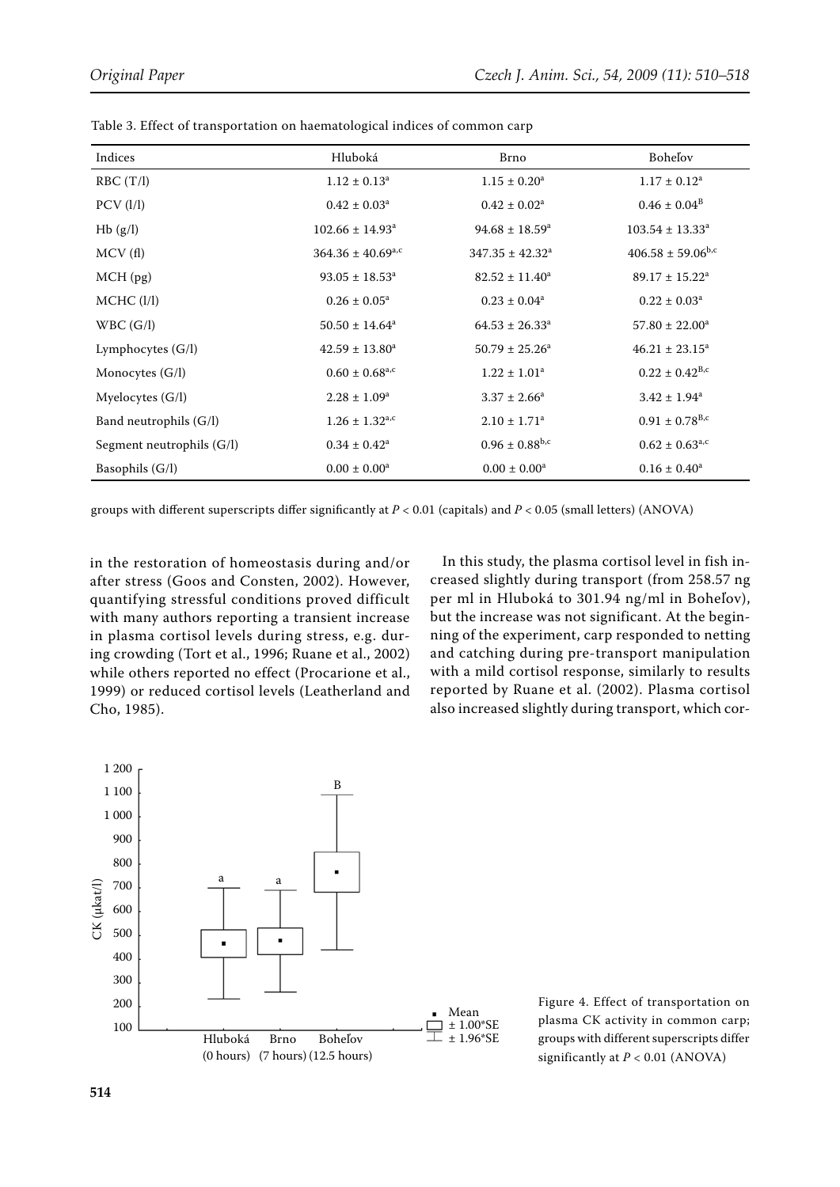Table 3. Effect of transportation on haematological indices of common carp

| Indices | Hluboká | Brno | Boheľov |
|---|---|---|---|
| RBC (T/l) | 1.12 ± 0.13[a] | 1.15 ± 0.20[a] | 1.17 ± 0.12[a] |
| PCV (l/l) | 0.42 ± 0.03[a] | 0.42 ± 0.02[a] | 0.46 ± 0.04[B] |
| Hb (g/l) | 102.66 ± 14.93[a] | 94.68 ± 18.59[a] | 103.54 ± 13.33[a] |
| MCV (fl) | 364.36 ± 40.69[a,c] | 347.35 ± 42.32[a] | 406.58 ± 59.06[b,c] |
| MCH (pg) | 93.05 ± 18.53[a] | 82.52 ± 11.40[a] | 89.17 ± 15.22[a] |
| MCHC (l/l) | 0.26 ± 0.05[a] | 0.23 ± 0.04[a] | 0.22 ± 0.03[a] |
| WBC (G/l) | 50.50 ± 14.64[a] | 64.53 ± 26.33[a] | 57.80 ± 22.00[a] |
| Lymphocytes (G/l) | 42.59 ± 13.80[a] | 50.79 ± 25.26[a] | 46.21 ± 23.15[a] |
| Monocytes (G/l) | 0.60 ± 0.68[a,c] | 1.22 ± 1.01[a] | 0.22 ± 0.42[B,c] |
| Myelocytes (G/l) | 2.28 ± 1.09[a] | 3.37 ± 2.66[a] | 3.42 ± 1.94[a] |
| Band neutrophils (G/l) | 1.26 ± 1.32[a,c] | 2.10 ± 1.71[a] | 0.91 ± 0.78[B,c] |
| Segment neutrophils (G/l) | 0.34 ± 0.42[a] | 0.96 ± 0.88[b,c] | 0.62 ± 0.63[a,c] |
| Basophils (G/l) | 0.00 ± 0.00[a] | 0.00 ± 0.00[a] | 0.16 ± 0.40[a] |

groups with different superscripts differ significantly at $P < 0.01$ (capitals) and $P < 0.05$ (small letters) (ANOVA)

in the restoration of homeostasis during and/or after stress (Goos and Consten, 2002). However, quantifying stressful conditions proved difficult with many authors reporting a transient increase in plasma cortisol levels during stress, e.g. during crowding (Tort et al., 1996; Ruane et al., 2002) while others reported no effect (Procarione et al., 1999) or reduced cortisol levels (Leatherland and Cho, 1985).

In this study, the plasma cortisol level in fish increased slightly during transport (from 258.57 ng per ml in Hluboká to 301.94 ng/ml in Boheľov), but the increase was not significant. At the beginning of the experiment, carp responded to netting and catching during pre-transport manipulation with a mild cortisol response, similarly to results reported by Ruane et al. (2002). Plasma cortisol also increased slightly during transport, which cor-

Figure 4. Effect of transportation on plasma CK activity in common carp; groups with different superscripts differ significantly at $P < 0.01$ (ANOVA)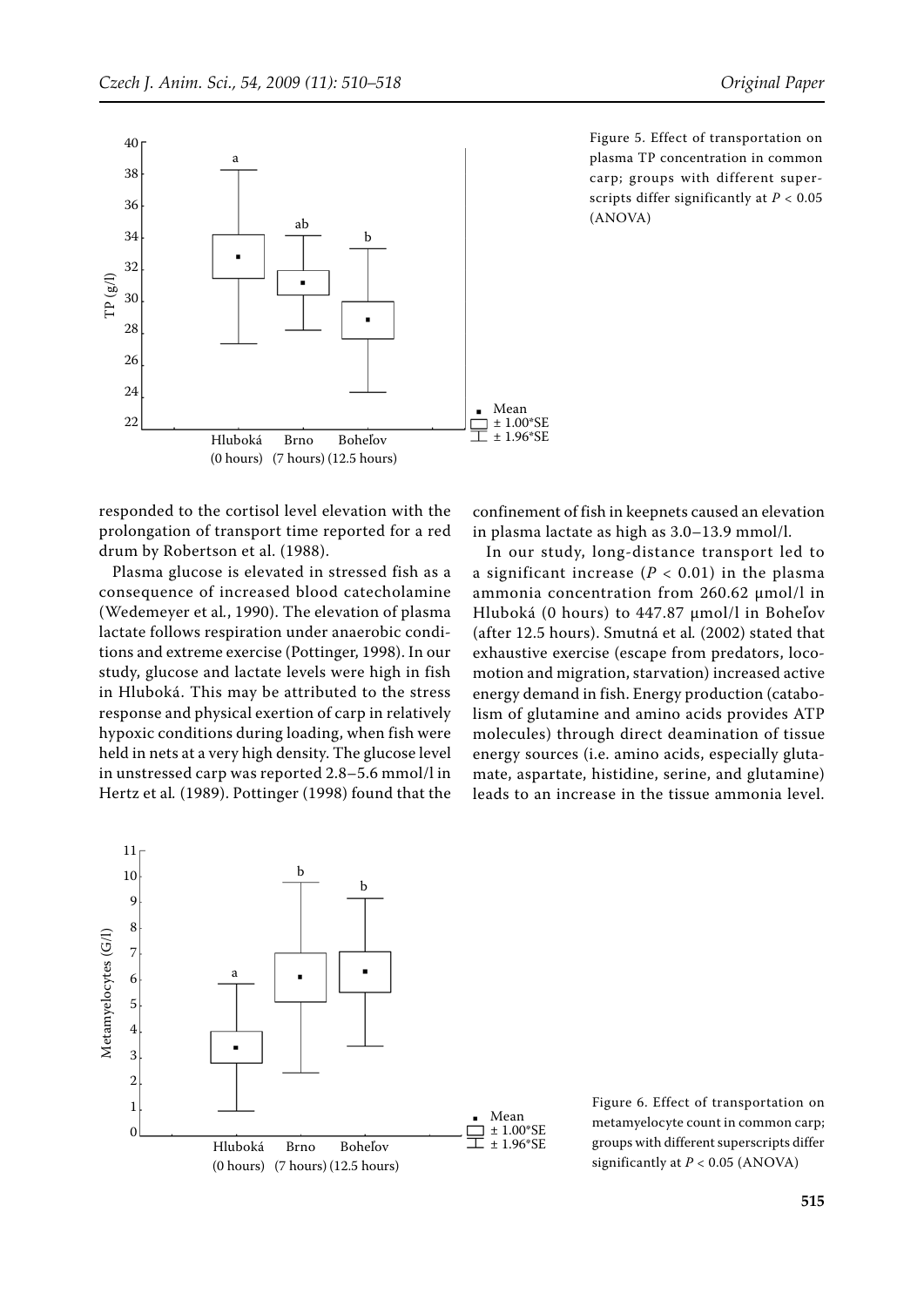Figure 5. Effect of transportation on plasma TP concentration in common carp; groups with different superscripts differ significantly at $P < 0.05$ (ANOVA)

responded to the cortisol level elevation with the prolongation of transport time reported for a red drum by Robertson et al. (1988).

Plasma glucose is elevated in stressed fish as a consequence of increased blood catecholamine (Wedemeyer et al., 1990). The elevation of plasma lactate follows respiration under anaerobic conditions and extreme exercise (Pottinger, 1998). In our study, glucose and lactate levels were high in fish in Hluboká. This may be attributed to the stress response and physical exertion of carp in relatively hypoxic conditions during loading, when fish were held in nets at a very high density. The glucose level in unstressed carp was reported 2.8–5.6 mmol/l in Hertz et al. (1989). Pottinger (1998) found that the confinement of fish in keepnets caused an elevation in plasma lactate as high as 3.0–13.9 mmol/l.

In our study, long-distance transport led to a significant increase ($P < 0.01$) in the plasma ammonia concentration from 260.62 μmol/l in Hluboká (0 hours) to 447.87 μmol/l in Boheľov (after 12.5 hours). Smutná et al. (2002) stated that exhaustive exercise (escape from predators, locomotion and migration, starvation) increased active energy demand in fish. Energy production (catabolism of glutamine and amino acids provides ATP molecules) through direct deamination of tissue energy sources (i.e. amino acids, especially glutamate, aspartate, histidine, serine, and glutamine) leads to an increase in the tissue ammonia level.

Figure 6. Effect of transportation on metamyelocyte count in common carp; groups with different superscripts differ significantly at $P < 0.05$ (ANOVA)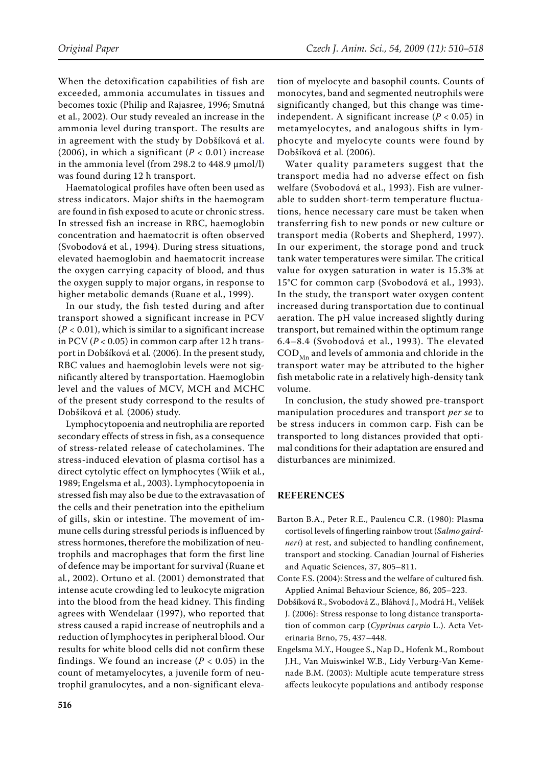When the detoxification capabilities of fish are exceeded, ammonia accumulates in tissues and becomes toxic (Philip and Rajasree, 1996; Smutná et al., 2002). Our study revealed an increase in the ammonia level during transport. The results are in agreement with the study by Dobšíková et al. (2006), in which a significant ($P < 0.01$) increase in the ammonia level (from 298.2 to 448.9 µmol/l) was found during 12 h transport.

Haematological profiles have often been used as stress indicators. Major shifts in the haemogram are found in fish exposed to acute or chronic stress. In stressed fish an increase in RBC, haemoglobin concentration and haematocrit is often observed (Svobodová et al., 1994). During stress situations, elevated haemoglobin and haematocrit increase the oxygen carrying capacity of blood, and thus the oxygen supply to major organs, in response to higher metabolic demands (Ruane et al., 1999).

In our study, the fish tested during and after transport showed a significant increase in PCV ($P < 0.01$), which is similar to a significant increase in PCV ($P < 0.05$) in common carp after 12 h transport in Dobšíková et al. (2006). In the present study, RBC values and haemoglobin levels were not significantly altered by transportation. Haemoglobin level and the values of MCV, MCH and MCHC of the present study correspond to the results of Dobšíková et al. (2006) study.

Lymphocytopoenia and neutrophilia are reported secondary effects of stress in fish, as a consequence of stress-related release of catecholamines. The stress-induced elevation of plasma cortisol has a direct cytolytic effect on lymphocytes (Wiik et al., 1989; Engelsma et al., 2003). Lymphocytopoenia in stressed fish may also be due to the extravasation of the cells and their penetration into the epithelium of gills, skin or intestine. The movement of immune cells during stressful periods is influenced by stress hormones, therefore the mobilization of neutrophils and macrophages that form the first line of defence may be important for survival (Ruane et al., 2002). Ortuno et al. (2001) demonstrated that intense acute crowding led to leukocyte migration into the blood from the head kidney. This finding agrees with Wendelaar (1997), who reported that stress caused a rapid increase of neutrophils and a reduction of lymphocytes in peripheral blood. Our results for white blood cells did not confirm these findings. We found an increase ($P < 0.05$) in the count of metamyelocytes, a juvenile form of neutrophil granulocytes, and a non-significant elevation of myelocyte and basophil counts. Counts of monocytes, band and segmented neutrophils were significantly changed, but this change was time-independent. A significant increase ($P < 0.05$) in metamyelocytes, and analogous shifts in lymphocyte and myelocyte counts were found by Dobšíková et al. (2006).

Water quality parameters suggest that the transport media had no adverse effect on fish welfare (Svobodová et al., 1993). Fish are vulnerable to sudden short-term temperature fluctuations, hence necessary care must be taken when transferring fish to new ponds or new culture or transport media (Roberts and Shepherd, 1997). In our experiment, the storage pond and truck tank water temperatures were similar. The critical value for oxygen saturation in water is 15.3% at 15°C for common carp (Svobodová et al., 1993). In the study, the transport water oxygen content increased during transportation due to continual aeration. The pH value increased slightly during transport, but remained within the optimum range 6.4–8.4 (Svobodová et al., 1993). The elevated $COD_{Mn}$ and levels of ammonia and chloride in the transport water may be attributed to the higher fish metabolic rate in a relatively high-density tank volume.

In conclusion, the study showed pre-transport manipulation procedures and transport *per se* to be stress inducers in common carp. Fish can be transported to long distances provided that optimal conditions for their adaptation are ensured and disturbances are minimized.

## REFERENCES

Barton B.A., Peter R.E., Paulencu C.R. (1980): Plasma cortisol levels of fingerling rainbow trout (*Salmo gairdneri*) at rest, and subjected to handling confinement, transport and stocking. Canadian Journal of Fisheries and Aquatic Sciences, 37, 805–811.

Conte F.S. (2004): Stress and the welfare of cultured fish. Applied Animal Behaviour Science, 86, 205–223.

Dobšíková R., Svobodová Z., Bláhová J., Modrá H., Velíšek J. (2006): Stress response to long distance transportation of common carp (*Cyprinus carpio* L.). Acta Veterinaria Brno, 75, 437–448.

Engelsma M.Y., Hougee S., Nap D., Hofenk M., Rombout J.H., Van Muiswinkel W.B., Lidy Verburg-Van Kemenade B.M. (2003): Multiple acute temperature stress affects leukocyte populations and antibody response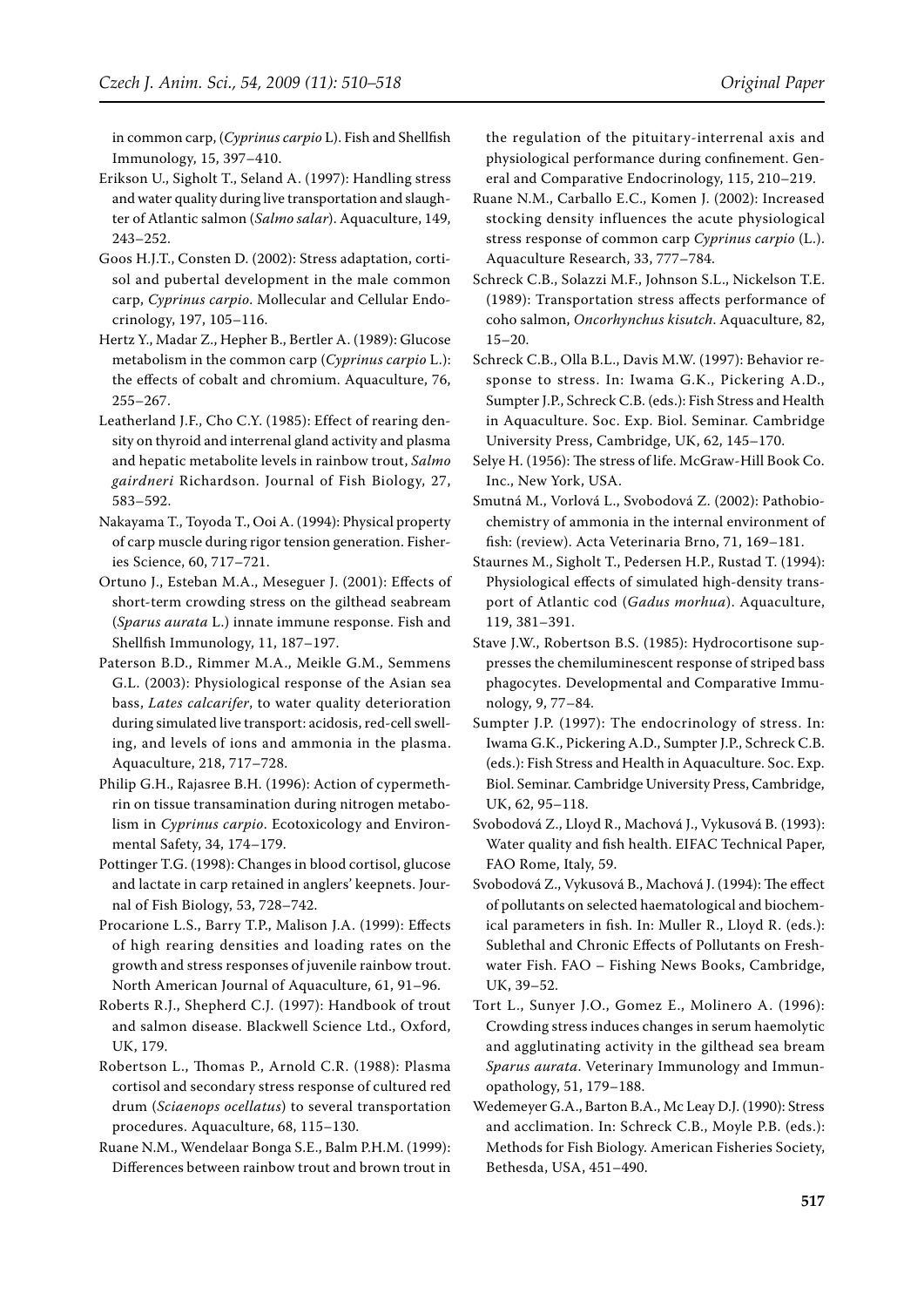in common carp, (*Cyprinus carpio* L). Fish and Shellfish Immunology, 15, 397–410.

Erikson U., Sigholt T., Seland A. (1997): Handling stress and water quality during live transportation and slaughter of Atlantic salmon (*Salmo salar*). Aquaculture, 149, 243–252.

Goos H.J.T., Consten D. (2002): Stress adaptation, cortisol and pubertal development in the male common carp, *Cyprinus carpio*. Mollecular and Cellular Endocrinology, 197, 105–116.

Hertz Y., Madar Z., Hepher B., Bertler A. (1989): Glucose metabolism in the common carp (*Cyprinus carpio* L.): the effects of cobalt and chromium. Aquaculture, 76, 255–267.

Leatherland J.F., Cho C.Y. (1985): Effect of rearing density on thyroid and interrenal gland activity and plasma and hepatic metabolite levels in rainbow trout, *Salmo gairdneri* Richardson. Journal of Fish Biology, 27, 583–592.

Nakayama T., Toyoda T., Ooi A. (1994): Physical property of carp muscle during rigor tension generation. Fisheries Science, 60, 717–721.

Ortuno J., Esteban M.A., Meseguer J. (2001): Effects of short-term crowding stress on the gilthead seabream (*Sparus aurata* L.) innate immune response. Fish and Shellfish Immunology, 11, 187–197.

Paterson B.D., Rimmer M.A., Meikle G.M., Semmens G.L. (2003): Physiological response of the Asian sea bass, *Lates calcarifer*, to water quality deterioration during simulated live transport: acidosis, red-cell swelling, and levels of ions and ammonia in the plasma. Aquaculture, 218, 717–728.

Philip G.H., Rajasree B.H. (1996): Action of cypermethrin on tissue transamination during nitrogen metabolism in *Cyprinus carpio*. Ecotoxicology and Environmental Safety, 34, 174–179.

Pottinger T.G. (1998): Changes in blood cortisol, glucose and lactate in carp retained in anglers' keepnets. Journal of Fish Biology, 53, 728–742.

Procarione L.S., Barry T.P., Malison J.A. (1999): Effects of high rearing densities and loading rates on the growth and stress responses of juvenile rainbow trout. North American Journal of Aquaculture, 61, 91–96.

Roberts R.J., Shepherd C.J. (1997): Handbook of trout and salmon disease. Blackwell Science Ltd., Oxford, UK, 179.

Robertson L., Thomas P., Arnold C.R. (1988): Plasma cortisol and secondary stress response of cultured red drum (*Sciaenops ocellatus*) to several transportation procedures. Aquaculture, 68, 115–130.

Ruane N.M., Wendelaar Bonga S.E., Balm P.H.M. (1999): Differences between rainbow trout and brown trout in the regulation of the pituitary-interrenal axis and physiological performance during confinement. General and Comparative Endocrinology, 115, 210–219.

Ruane N.M., Carballo E.C., Komen J. (2002): Increased stocking density influences the acute physiological stress response of common carp *Cyprinus carpio* (L.). Aquaculture Research, 33, 777–784.

Schreck C.B., Solazzi M.F., Johnson S.L., Nickelson T.E. (1989): Transportation stress affects performance of coho salmon, *Oncorhynchus kisutch*. Aquaculture, 82, 15–20.

Schreck C.B., Olla B.L., Davis M.W. (1997): Behavior response to stress. In: Iwama G.K., Pickering A.D., Sumpter J.P., Schreck C.B. (eds.): Fish Stress and Health in Aquaculture. Soc. Exp. Biol. Seminar. Cambridge University Press, Cambridge, UK, 62, 145–170.

Selye H. (1956): The stress of life. McGraw-Hill Book Co. Inc., New York, USA.

Smutná M., Vorlová L., Svobodová Z. (2002): Pathobiochemistry of ammonia in the internal environment of fish: (review). Acta Veterinaria Brno, 71, 169–181.

Staurnes M., Sigholt T., Pedersen H.P., Rustad T. (1994): Physiological effects of simulated high-density transport of Atlantic cod (*Gadus morhua*). Aquaculture, 119, 381–391.

Stave J.W., Robertson B.S. (1985): Hydrocortisone suppresses the chemiluminescent response of striped bass phagocytes. Developmental and Comparative Immunology, 9, 77–84.

Sumpter J.P. (1997): The endocrinology of stress. In: Iwama G.K., Pickering A.D., Sumpter J.P., Schreck C.B. (eds.): Fish Stress and Health in Aquaculture. Soc. Exp. Biol. Seminar. Cambridge University Press, Cambridge, UK, 62, 95–118.

Svobodová Z., Lloyd R., Machová J., Vykusová B. (1993): Water quality and fish health. EIFAC Technical Paper, FAO Rome, Italy, 59.

Svobodová Z., Vykusová B., Machová J. (1994): The effect of pollutants on selected haematological and biochemical parameters in fish. In: Muller R., Lloyd R. (eds.): Sublethal and Chronic Effects of Pollutants on Freshwater Fish. FAO – Fishing News Books, Cambridge, UK, 39–52.

Tort L., Sunyer J.O., Gomez E., Molinero A. (1996): Crowding stress induces changes in serum haemolytic and agglutinating activity in the gilthead sea bream *Sparus aurata*. Veterinary Immunology and Immunopathology, 51, 179–188.

Wedemeyer G.A., Barton B.A., Mc Leay D.J. (1990): Stress and acclimation. In: Schreck C.B., Moyle P.B. (eds.): Methods for Fish Biology. American Fisheries Society, Bethesda, USA, 451–490.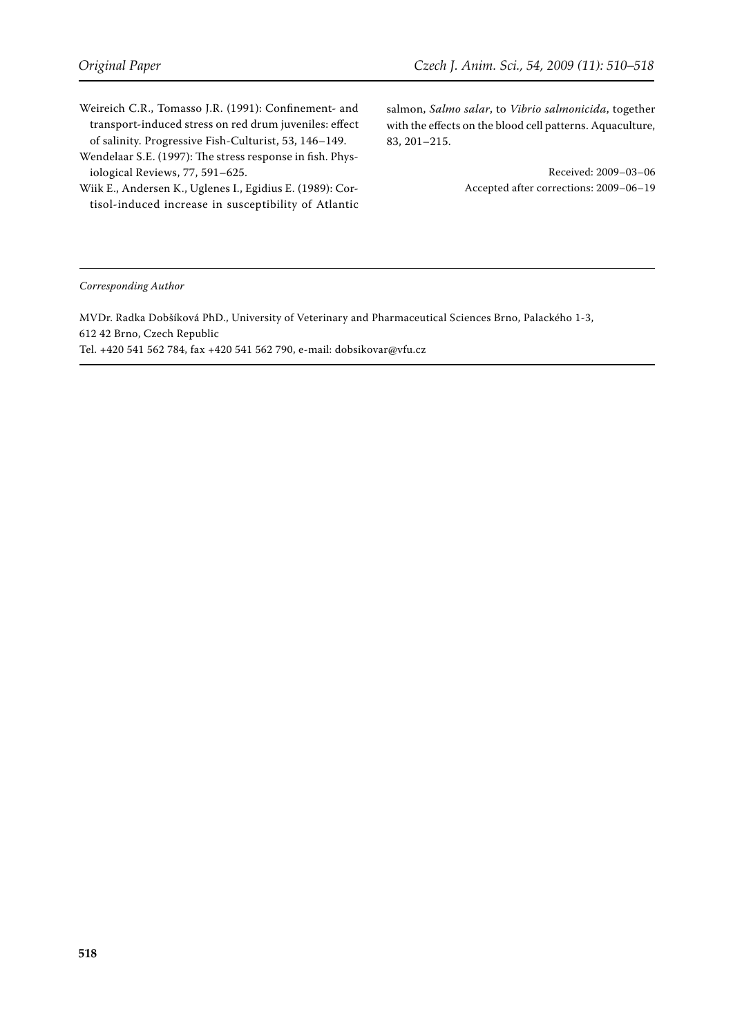Weireich C.R., Tomasso J.R. (1991): Confinement- and transport-induced stress on red drum juveniles: effect of salinity. Progressive Fish-Culturist, 53, 146–149.

Wendelaar S.E. (1997): The stress response in fish. Physiological Reviews, 77, 591–625.

Wiik E., Andersen K., Uglenes I., Egidius E. (1989): Cortisol-induced increase in susceptibility of Atlantic salmon, *Salmo salar*, to *Vibrio salmonicida*, together with the effects on the blood cell patterns. Aquaculture, 83, 201–215.

Received: 2009–03–06
Accepted after corrections: 2009–06–19

*Corresponding Author*

MVDr. Radka Dobšíková PhD., University of Veterinary and Pharmaceutical Sciences Brno, Palackého 1-3, 612 42 Brno, Czech Republic
Tel. +420 541 562 784, fax +420 541 562 790, e-mail: dobsikovar@vfu.cz